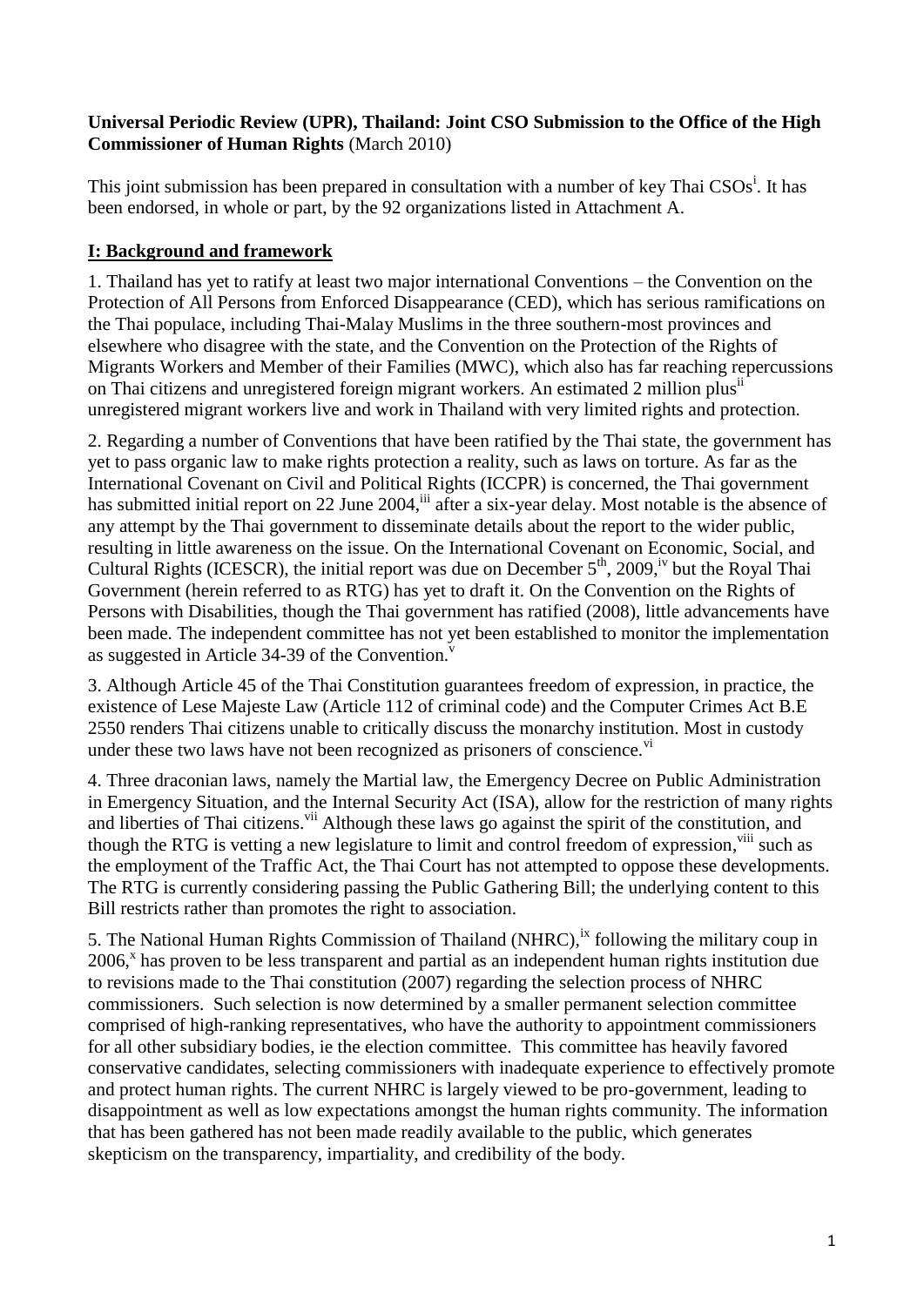**Universal Periodic Review (UPR), Thailand: Joint CSO Submission to the Office of the High Commissioner of Human Rights** (March 2010)

This joint submission has been prepared in consultation with a number of key Thai CSOs[i]. It has been endorsed, in whole or part, by the 92 organizations listed in Attachment A.

## I: Background and framework

1. Thailand has yet to ratify at least two major international Conventions – the Convention on the Protection of All Persons from Enforced Disappearance (CED), which has serious ramifications on the Thai populace, including Thai-Malay Muslims in the three southern-most provinces and elsewhere who disagree with the state, and the Convention on the Protection of the Rights of Migrants Workers and Member of their Families (MWC), which also has far reaching repercussions on Thai citizens and unregistered foreign migrant workers. An estimated 2 million plus[ii] unregistered migrant workers live and work in Thailand with very limited rights and protection.

2. Regarding a number of Conventions that have been ratified by the Thai state, the government has yet to pass organic law to make rights protection a reality, such as laws on torture. As far as the International Covenant on Civil and Political Rights (ICCPR) is concerned, the Thai government has submitted initial report on 22 June 2004,[iii] after a six-year delay. Most notable is the absence of any attempt by the Thai government to disseminate details about the report to the wider public, resulting in little awareness on the issue. On the International Covenant on Economic, Social, and Cultural Rights (ICESCR), the initial report was due on December 5th, 2009,[iv] but the Royal Thai Government (herein referred to as RTG) has yet to draft it. On the Convention on the Rights of Persons with Disabilities, though the Thai government has ratified (2008), little advancements have been made. The independent committee has not yet been established to monitor the implementation as suggested in Article 34-39 of the Convention.[v]

3. Although Article 45 of the Thai Constitution guarantees freedom of expression, in practice, the existence of Lese Majeste Law (Article 112 of criminal code) and the Computer Crimes Act B.E 2550 renders Thai citizens unable to critically discuss the monarchy institution. Most in custody under these two laws have not been recognized as prisoners of conscience.[vi]

4. Three draconian laws, namely the Martial law, the Emergency Decree on Public Administration in Emergency Situation, and the Internal Security Act (ISA), allow for the restriction of many rights and liberties of Thai citizens.[vii] Although these laws go against the spirit of the constitution, and though the RTG is vetting a new legislature to limit and control freedom of expression,[viii] such as the employment of the Traffic Act, the Thai Court has not attempted to oppose these developments. The RTG is currently considering passing the Public Gathering Bill; the underlying content to this Bill restricts rather than promotes the right to association.

5. The National Human Rights Commission of Thailand (NHRC),[ix] following the military coup in 2006,[x] has proven to be less transparent and partial as an independent human rights institution due to revisions made to the Thai constitution (2007) regarding the selection process of NHRC commissioners. Such selection is now determined by a smaller permanent selection committee comprised of high-ranking representatives, who have the authority to appointment commissioners for all other subsidiary bodies, ie the election committee. This committee has heavily favored conservative candidates, selecting commissioners with inadequate experience to effectively promote and protect human rights. The current NHRC is largely viewed to be pro-government, leading to disappointment as well as low expectations amongst the human rights community. The information that has been gathered has not been made readily available to the public, which generates skepticism on the transparency, impartiality, and credibility of the body.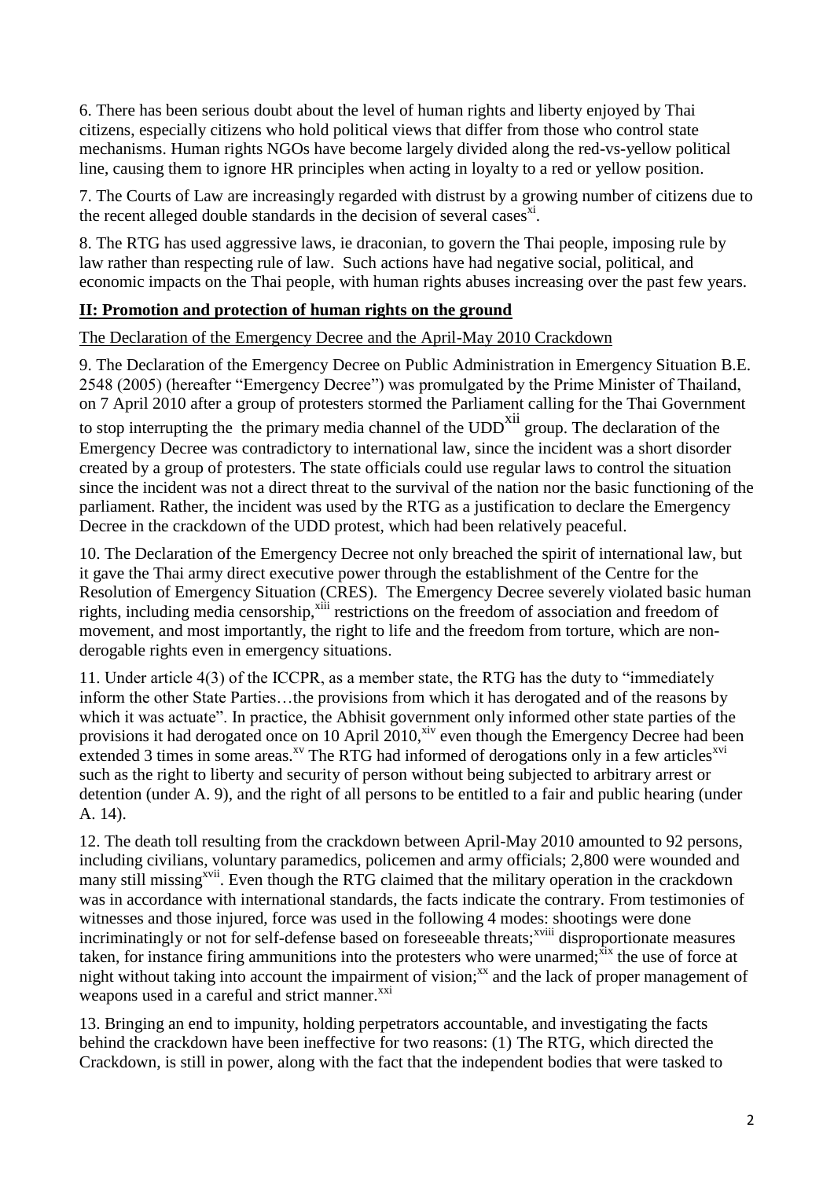6. There has been serious doubt about the level of human rights and liberty enjoyed by Thai citizens, especially citizens who hold political views that differ from those who control state mechanisms. Human rights NGOs have become largely divided along the red-vs-yellow political line, causing them to ignore HR principles when acting in loyalty to a red or yellow position.

7. The Courts of Law are increasingly regarded with distrust by a growing number of citizens due to the recent alleged double standards in the decision of several cases[xi].

8. The RTG has used aggressive laws, ie draconian, to govern the Thai people, imposing rule by law rather than respecting rule of law. Such actions have had negative social, political, and economic impacts on the Thai people, with human rights abuses increasing over the past few years.

## II: Promotion and protection of human rights on the ground

### The Declaration of the Emergency Decree and the April-May 2010 Crackdown

9. The Declaration of the Emergency Decree on Public Administration in Emergency Situation B.E. 2548 (2005) (hereafter "Emergency Decree") was promulgated by the Prime Minister of Thailand, on 7 April 2010 after a group of protesters stormed the Parliament calling for the Thai Government to stop interrupting the the primary media channel of the UDD[xii] group. The declaration of the Emergency Decree was contradictory to international law, since the incident was a short disorder created by a group of protesters. The state officials could use regular laws to control the situation since the incident was not a direct threat to the survival of the nation nor the basic functioning of the parliament. Rather, the incident was used by the RTG as a justification to declare the Emergency Decree in the crackdown of the UDD protest, which had been relatively peaceful.

10. The Declaration of the Emergency Decree not only breached the spirit of international law, but it gave the Thai army direct executive power through the establishment of the Centre for the Resolution of Emergency Situation (CRES). The Emergency Decree severely violated basic human rights, including media censorship,[xiii] restrictions on the freedom of association and freedom of movement, and most importantly, the right to life and the freedom from torture, which are non-derogable rights even in emergency situations.

11. Under article 4(3) of the ICCPR, as a member state, the RTG has the duty to "immediately inform the other State Parties…the provisions from which it has derogated and of the reasons by which it was actuate". In practice, the Abhisit government only informed other state parties of the provisions it had derogated once on 10 April 2010,[xiv] even though the Emergency Decree had been extended 3 times in some areas.[xv] The RTG had informed of derogations only in a few articles[xvi] such as the right to liberty and security of person without being subjected to arbitrary arrest or detention (under A. 9), and the right of all persons to be entitled to a fair and public hearing (under A. 14).

12. The death toll resulting from the crackdown between April-May 2010 amounted to 92 persons, including civilians, voluntary paramedics, policemen and army officials; 2,800 were wounded and many still missing[xvii]. Even though the RTG claimed that the military operation in the crackdown was in accordance with international standards, the facts indicate the contrary. From testimonies of witnesses and those injured, force was used in the following 4 modes: shootings were done incriminatingly or not for self-defense based on foreseeable threats;[xviii] disproportionate measures taken, for instance firing ammunitions into the protesters who were unarmed;[xix] the use of force at night without taking into account the impairment of vision;[xx] and the lack of proper management of weapons used in a careful and strict manner.[xxi]

13. Bringing an end to impunity, holding perpetrators accountable, and investigating the facts behind the crackdown have been ineffective for two reasons: (1) The RTG, which directed the Crackdown, is still in power, along with the fact that the independent bodies that were tasked to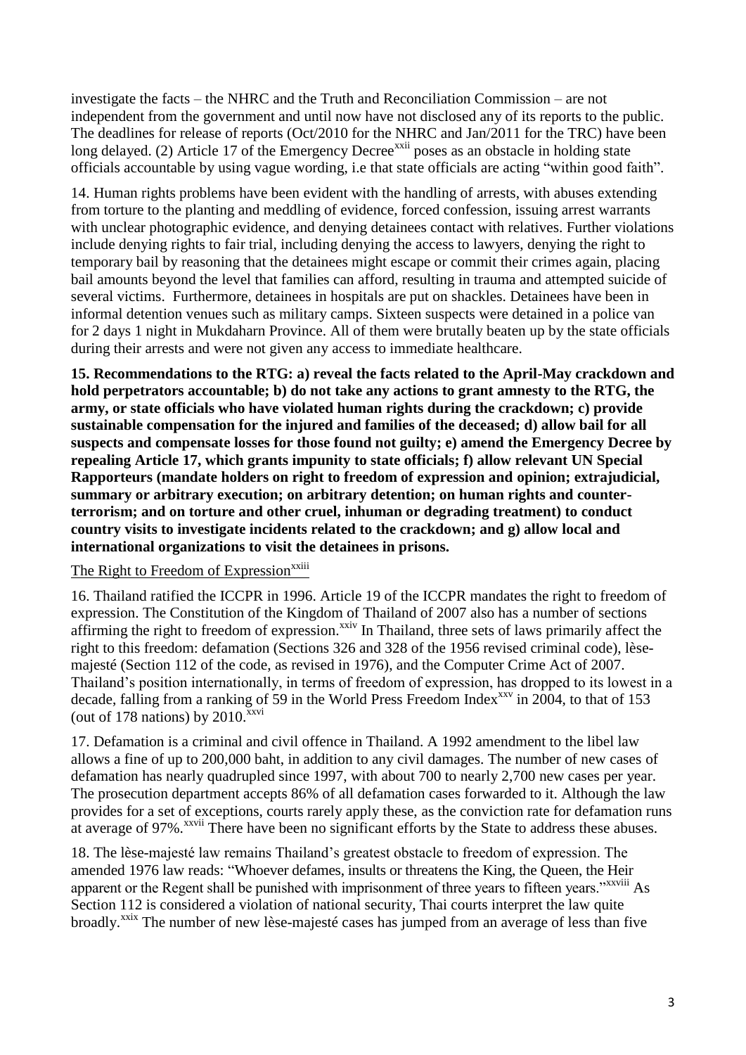investigate the facts – the NHRC and the Truth and Reconciliation Commission – are not independent from the government and until now have not disclosed any of its reports to the public. The deadlines for release of reports (Oct/2010 for the NHRC and Jan/2011 for the TRC) have been long delayed. (2) Article 17 of the Emergency Decree[xxii] poses as an obstacle in holding state officials accountable by using vague wording, i.e that state officials are acting "within good faith".

14. Human rights problems have been evident with the handling of arrests, with abuses extending from torture to the planting and meddling of evidence, forced confession, issuing arrest warrants with unclear photographic evidence, and denying detainees contact with relatives. Further violations include denying rights to fair trial, including denying the access to lawyers, denying the right to temporary bail by reasoning that the detainees might escape or commit their crimes again, placing bail amounts beyond the level that families can afford, resulting in trauma and attempted suicide of several victims. Furthermore, detainees in hospitals are put on shackles. Detainees have been in informal detention venues such as military camps. Sixteen suspects were detained in a police van for 2 days 1 night in Mukdaharn Province. All of them were brutally beaten up by the state officials during their arrests and were not given any access to immediate healthcare.

**15. Recommendations to the RTG: a) reveal the facts related to the April-May crackdown and hold perpetrators accountable; b) do not take any actions to grant amnesty to the RTG, the army, or state officials who have violated human rights during the crackdown; c) provide sustainable compensation for the injured and families of the deceased; d) allow bail for all suspects and compensate losses for those found not guilty; e) amend the Emergency Decree by repealing Article 17, which grants impunity to state officials; f) allow relevant UN Special Rapporteurs (mandate holders on right to freedom of expression and opinion; extrajudicial, summary or arbitrary execution; on arbitrary detention; on human rights and counter-terrorism; and on torture and other cruel, inhuman or degrading treatment) to conduct country visits to investigate incidents related to the crackdown; and g) allow local and international organizations to visit the detainees in prisons.**

The Right to Freedom of Expression[xxiii]

16. Thailand ratified the ICCPR in 1996. Article 19 of the ICCPR mandates the right to freedom of expression. The Constitution of the Kingdom of Thailand of 2007 also has a number of sections affirming the right to freedom of expression.[xxiv] In Thailand, three sets of laws primarily affect the right to this freedom: defamation (Sections 326 and 328 of the 1956 revised criminal code), lèse-majesté (Section 112 of the code, as revised in 1976), and the Computer Crime Act of 2007. Thailand's position internationally, in terms of freedom of expression, has dropped to its lowest in a decade, falling from a ranking of 59 in the World Press Freedom Index[xxv] in 2004, to that of 153 (out of 178 nations) by 2010.[xxvi]

17. Defamation is a criminal and civil offence in Thailand. A 1992 amendment to the libel law allows a fine of up to 200,000 baht, in addition to any civil damages. The number of new cases of defamation has nearly quadrupled since 1997, with about 700 to nearly 2,700 new cases per year. The prosecution department accepts 86% of all defamation cases forwarded to it. Although the law provides for a set of exceptions, courts rarely apply these, as the conviction rate for defamation runs at average of 97%.[xxvii] There have been no significant efforts by the State to address these abuses.

18. The lèse-majesté law remains Thailand's greatest obstacle to freedom of expression. The amended 1976 law reads: "Whoever defames, insults or threatens the King, the Queen, the Heir apparent or the Regent shall be punished with imprisonment of three years to fifteen years."[xxviii] As Section 112 is considered a violation of national security, Thai courts interpret the law quite broadly.[xxix] The number of new lèse-majesté cases has jumped from an average of less than five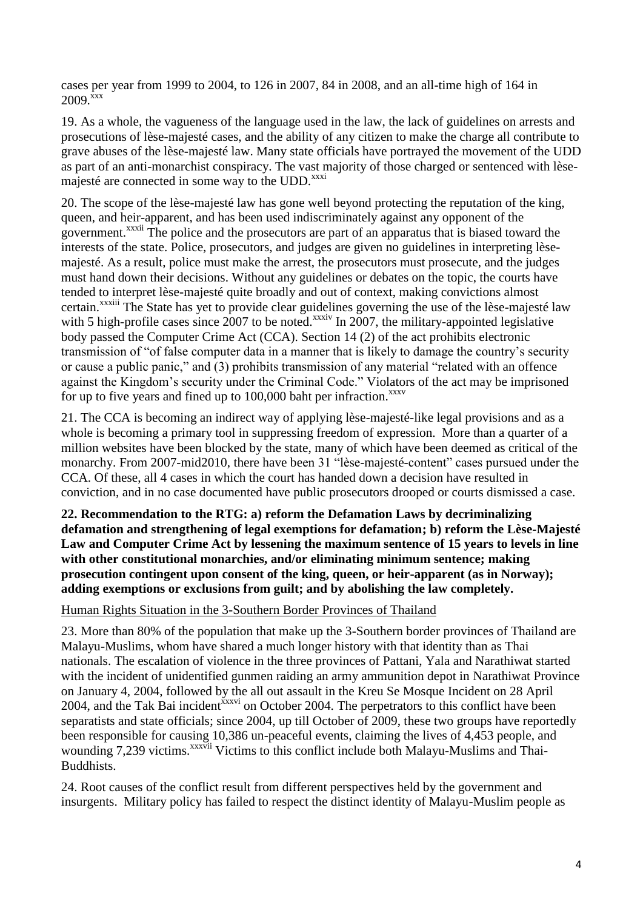cases per year from 1999 to 2004, to 126 in 2007, 84 in 2008, and an all-time high of 164 in 2009.[xxx]

19. As a whole, the vagueness of the language used in the law, the lack of guidelines on arrests and prosecutions of lèse-majesté cases, and the ability of any citizen to make the charge all contribute to grave abuses of the lèse-majesté law. Many state officials have portrayed the movement of the UDD as part of an anti-monarchist conspiracy. The vast majority of those charged or sentenced with lèse-majesté are connected in some way to the UDD.[xxxi]

20. The scope of the lèse-majesté law has gone well beyond protecting the reputation of the king, queen, and heir-apparent, and has been used indiscriminately against any opponent of the government.[xxxii] The police and the prosecutors are part of an apparatus that is biased toward the interests of the state. Police, prosecutors, and judges are given no guidelines in interpreting lèse-majesté. As a result, police must make the arrest, the prosecutors must prosecute, and the judges must hand down their decisions. Without any guidelines or debates on the topic, the courts have tended to interpret lèse-majesté quite broadly and out of context, making convictions almost certain.[xxxiii] The State has yet to provide clear guidelines governing the use of the lèse-majesté law with 5 high-profile cases since 2007 to be noted.[xxxiv] In 2007, the military-appointed legislative body passed the Computer Crime Act (CCA). Section 14 (2) of the act prohibits electronic transmission of "of false computer data in a manner that is likely to damage the country's security or cause a public panic," and (3) prohibits transmission of any material "related with an offence against the Kingdom's security under the Criminal Code." Violators of the act may be imprisoned for up to five years and fined up to 100,000 baht per infraction.[xxxv]

21. The CCA is becoming an indirect way of applying lèse-majesté-like legal provisions and as a whole is becoming a primary tool in suppressing freedom of expression. More than a quarter of a million websites have been blocked by the state, many of which have been deemed as critical of the monarchy. From 2007-mid2010, there have been 31 "lèse-majesté-content" cases pursued under the CCA. Of these, all 4 cases in which the court has handed down a decision have resulted in conviction, and in no case documented have public prosecutors drooped or courts dismissed a case.

**22. Recommendation to the RTG: a) reform the Defamation Laws by decriminalizing defamation and strengthening of legal exemptions for defamation; b) reform the Lèse-Majesté Law and Computer Crime Act by lessening the maximum sentence of 15 years to levels in line with other constitutional monarchies, and/or eliminating minimum sentence; making prosecution contingent upon consent of the king, queen, or heir-apparent (as in Norway); adding exemptions or exclusions from guilt; and by abolishing the law completely.**

## Human Rights Situation in the 3-Southern Border Provinces of Thailand

23. More than 80% of the population that make up the 3-Southern border provinces of Thailand are Malayu-Muslims, whom have shared a much longer history with that identity than as Thai nationals. The escalation of violence in the three provinces of Pattani, Yala and Narathiwat started with the incident of unidentified gunmen raiding an army ammunition depot in Narathiwat Province on January 4, 2004, followed by the all out assault in the Kreu Se Mosque Incident on 28 April 2004, and the Tak Bai incident[xxxvi] on October 2004. The perpetrators to this conflict have been separatists and state officials; since 2004, up till October of 2009, these two groups have reportedly been responsible for causing 10,386 un-peaceful events, claiming the lives of 4,453 people, and wounding 7,239 victims.[xxxvii] Victims to this conflict include both Malayu-Muslims and Thai-Buddhists.

24. Root causes of the conflict result from different perspectives held by the government and insurgents. Military policy has failed to respect the distinct identity of Malayu-Muslim people as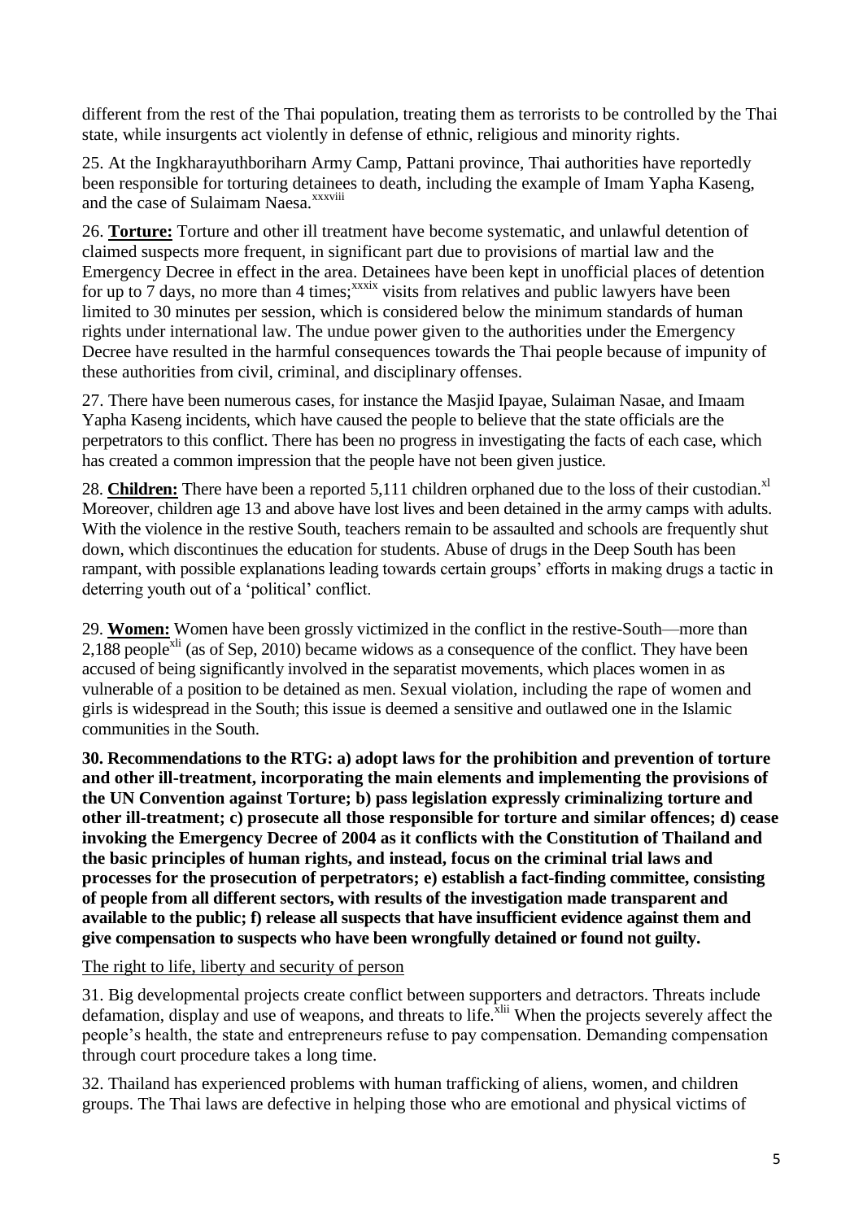different from the rest of the Thai population, treating them as terrorists to be controlled by the Thai state, while insurgents act violently in defense of ethnic, religious and minority rights.

25. At the Ingkharayuthboriharn Army Camp, Pattani province, Thai authorities have reportedly been responsible for torturing detainees to death, including the example of Imam Yapha Kaseng, and the case of Sulaimam Naesa.[xxxviii]

26. **Torture:** Torture and other ill treatment have become systematic, and unlawful detention of claimed suspects more frequent, in significant part due to provisions of martial law and the Emergency Decree in effect in the area. Detainees have been kept in unofficial places of detention for up to 7 days, no more than 4 times;[xxxix] visits from relatives and public lawyers have been limited to 30 minutes per session, which is considered below the minimum standards of human rights under international law. The undue power given to the authorities under the Emergency Decree have resulted in the harmful consequences towards the Thai people because of impunity of these authorities from civil, criminal, and disciplinary offenses.

27. There have been numerous cases, for instance the Masjid Ipayae, Sulaiman Nasae, and Imaam Yapha Kaseng incidents, which have caused the people to believe that the state officials are the perpetrators to this conflict. There has been no progress in investigating the facts of each case, which has created a common impression that the people have not been given justice.

28. **Children:** There have been a reported 5,111 children orphaned due to the loss of their custodian.[xl] Moreover, children age 13 and above have lost lives and been detained in the army camps with adults. With the violence in the restive South, teachers remain to be assaulted and schools are frequently shut down, which discontinues the education for students. Abuse of drugs in the Deep South has been rampant, with possible explanations leading towards certain groups' efforts in making drugs a tactic in deterring youth out of a 'political' conflict.

29. **Women:** Women have been grossly victimized in the conflict in the restive-South—more than 2,188 people[xli] (as of Sep, 2010) became widows as a consequence of the conflict. They have been accused of being significantly involved in the separatist movements, which places women in as vulnerable of a position to be detained as men. Sexual violation, including the rape of women and girls is widespread in the South; this issue is deemed a sensitive and outlawed one in the Islamic communities in the South.

**30. Recommendations to the RTG: a) adopt laws for the prohibition and prevention of torture and other ill-treatment, incorporating the main elements and implementing the provisions of the UN Convention against Torture; b) pass legislation expressly criminalizing torture and other ill-treatment; c) prosecute all those responsible for torture and similar offences; d) cease invoking the Emergency Decree of 2004 as it conflicts with the Constitution of Thailand and the basic principles of human rights, and instead, focus on the criminal trial laws and processes for the prosecution of perpetrators; e) establish a fact-finding committee, consisting of people from all different sectors, with results of the investigation made transparent and available to the public; f) release all suspects that have insufficient evidence against them and give compensation to suspects who have been wrongfully detained or found not guilty.**

The right to life, liberty and security of person

31. Big developmental projects create conflict between supporters and detractors. Threats include defamation, display and use of weapons, and threats to life.[xlii] When the projects severely affect the people's health, the state and entrepreneurs refuse to pay compensation. Demanding compensation through court procedure takes a long time.

32. Thailand has experienced problems with human trafficking of aliens, women, and children groups. The Thai laws are defective in helping those who are emotional and physical victims of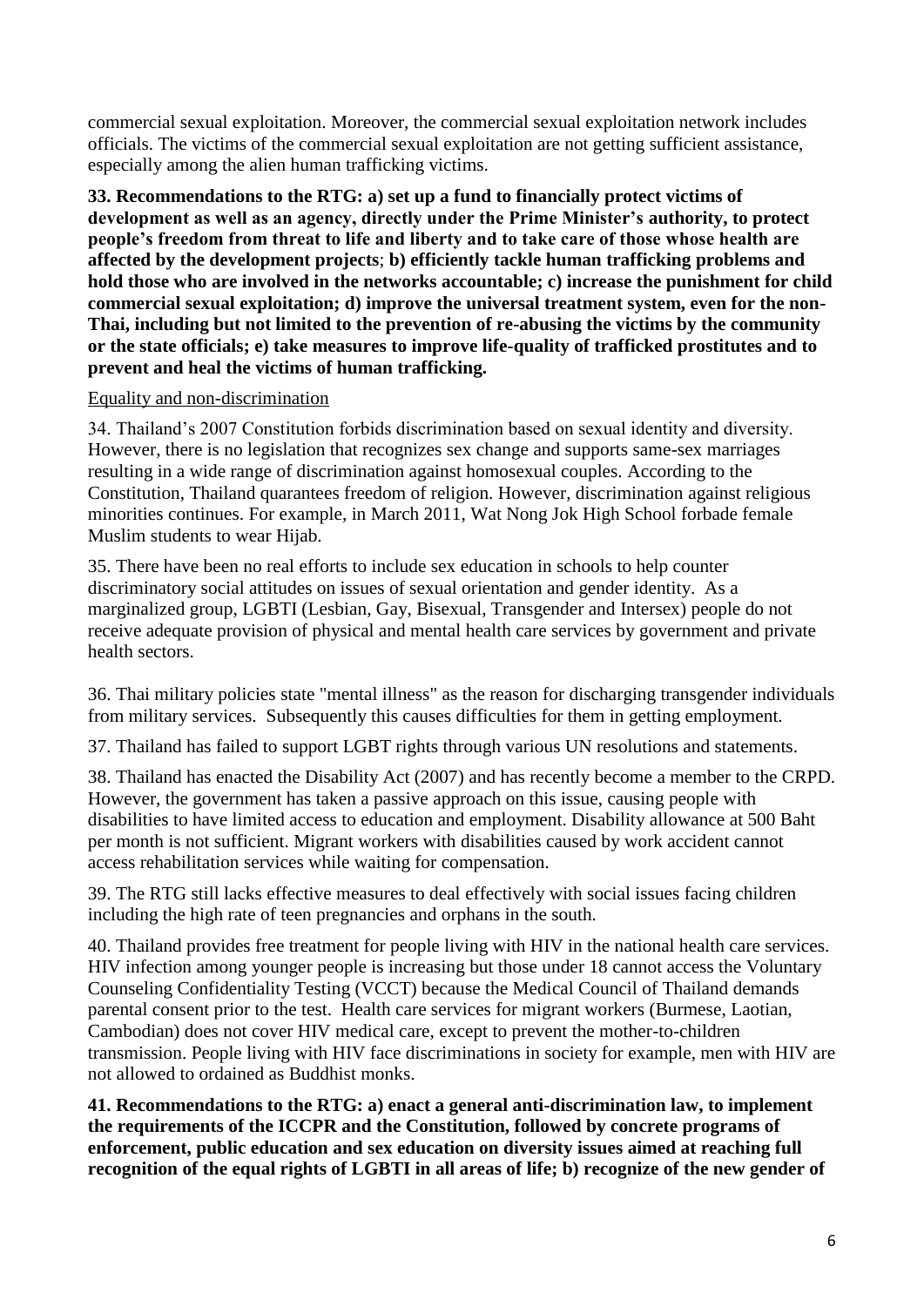commercial sexual exploitation. Moreover, the commercial sexual exploitation network includes officials. The victims of the commercial sexual exploitation are not getting sufficient assistance, especially among the alien human trafficking victims.

**33. Recommendations to the RTG: a) set up a fund to financially protect victims of development as well as an agency, directly under the Prime Minister's authority, to protect people's freedom from threat to life and liberty and to take care of those whose health are affected by the development projects**; **b) efficiently tackle human trafficking problems and hold those who are involved in the networks accountable; c) increase the punishment for child commercial sexual exploitation; d) improve the universal treatment system, even for the non-Thai, including but not limited to the prevention of re-abusing the victims by the community or the state officials; e) take measures to improve life-quality of trafficked prostitutes and to prevent and heal the victims of human trafficking.**

Equality and non-discrimination

34. Thailand's 2007 Constitution forbids discrimination based on sexual identity and diversity. However, there is no legislation that recognizes sex change and supports same-sex marriages resulting in a wide range of discrimination against homosexual couples. According to the Constitution, Thailand quarantees freedom of religion. However, discrimination against religious minorities continues. For example, in March 2011, Wat Nong Jok High School forbade female Muslim students to wear Hijab.

35. There have been no real efforts to include sex education in schools to help counter discriminatory social attitudes on issues of sexual orientation and gender identity. As a marginalized group, LGBTI (Lesbian, Gay, Bisexual, Transgender and Intersex) people do not receive adequate provision of physical and mental health care services by government and private health sectors.

36. Thai military policies state "mental illness" as the reason for discharging transgender individuals from military services. Subsequently this causes difficulties for them in getting employment.

37. Thailand has failed to support LGBT rights through various UN resolutions and statements.

38. Thailand has enacted the Disability Act (2007) and has recently become a member to the CRPD. However, the government has taken a passive approach on this issue, causing people with disabilities to have limited access to education and employment. Disability allowance at 500 Baht per month is not sufficient. Migrant workers with disabilities caused by work accident cannot access rehabilitation services while waiting for compensation.

39. The RTG still lacks effective measures to deal effectively with social issues facing children including the high rate of teen pregnancies and orphans in the south.

40. Thailand provides free treatment for people living with HIV in the national health care services. HIV infection among younger people is increasing but those under 18 cannot access the Voluntary Counseling Confidentiality Testing (VCCT) because the Medical Council of Thailand demands parental consent prior to the test. Health care services for migrant workers (Burmese, Laotian, Cambodian) does not cover HIV medical care, except to prevent the mother-to-children transmission. People living with HIV face discriminations in society for example, men with HIV are not allowed to ordained as Buddhist monks.

**41. Recommendations to the RTG: a) enact a general anti-discrimination law, to implement the requirements of the ICCPR and the Constitution, followed by concrete programs of enforcement, public education and sex education on diversity issues aimed at reaching full recognition of the equal rights of LGBTI in all areas of life; b) recognize of the new gender of**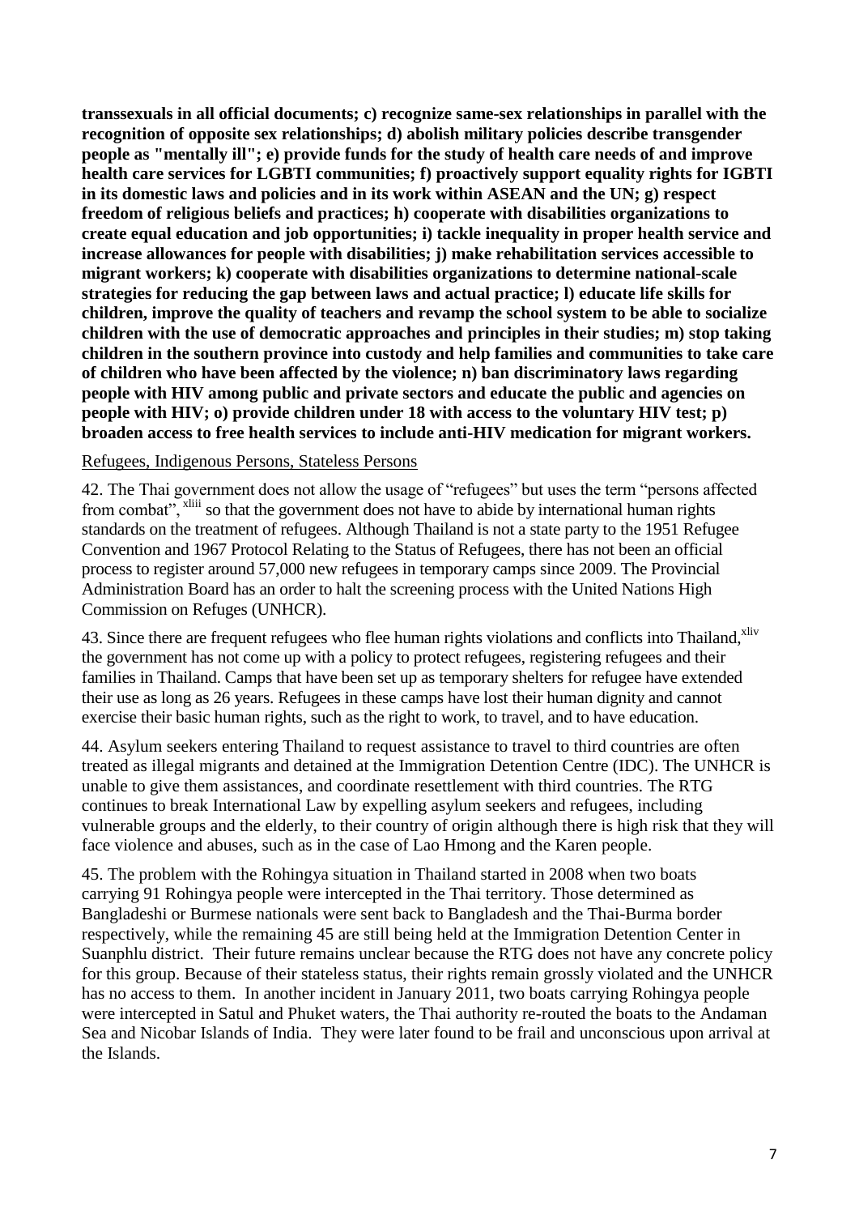**transsexuals in all official documents; c) recognize same-sex relationships in parallel with the recognition of opposite sex relationships; d) abolish military policies describe transgender people as "mentally ill"; e) provide funds for the study of health care needs of and improve health care services for LGBTI communities; f) proactively support equality rights for IGBTI in its domestic laws and policies and in its work within ASEAN and the UN; g) respect freedom of religious beliefs and practices; h) cooperate with disabilities organizations to create equal education and job opportunities; i) tackle inequality in proper health service and increase allowances for people with disabilities; j) make rehabilitation services accessible to migrant workers; k) cooperate with disabilities organizations to determine national-scale strategies for reducing the gap between laws and actual practice; l) educate life skills for children, improve the quality of teachers and revamp the school system to be able to socialize children with the use of democratic approaches and principles in their studies; m) stop taking children in the southern province into custody and help families and communities to take care of children who have been affected by the violence; n) ban discriminatory laws regarding people with HIV among public and private sectors and educate the public and agencies on people with HIV; o) provide children under 18 with access to the voluntary HIV test; p) broaden access to free health services to include anti-HIV medication for migrant workers.**

Refugees, Indigenous Persons, Stateless Persons

42. The Thai government does not allow the usage of "refugees" but uses the term "persons affected from combat", [xliii] so that the government does not have to abide by international human rights standards on the treatment of refugees. Although Thailand is not a state party to the 1951 Refugee Convention and 1967 Protocol Relating to the Status of Refugees, there has not been an official process to register around 57,000 new refugees in temporary camps since 2009. The Provincial Administration Board has an order to halt the screening process with the United Nations High Commission on Refuges (UNHCR).

43. Since there are frequent refugees who flee human rights violations and conflicts into Thailand,[xliv] the government has not come up with a policy to protect refugees, registering refugees and their families in Thailand. Camps that have been set up as temporary shelters for refugee have extended their use as long as 26 years. Refugees in these camps have lost their human dignity and cannot exercise their basic human rights, such as the right to work, to travel, and to have education.

44. Asylum seekers entering Thailand to request assistance to travel to third countries are often treated as illegal migrants and detained at the Immigration Detention Centre (IDC). The UNHCR is unable to give them assistances, and coordinate resettlement with third countries. The RTG continues to break International Law by expelling asylum seekers and refugees, including vulnerable groups and the elderly, to their country of origin although there is high risk that they will face violence and abuses, such as in the case of Lao Hmong and the Karen people.

45. The problem with the Rohingya situation in Thailand started in 2008 when two boats carrying 91 Rohingya people were intercepted in the Thai territory. Those determined as Bangladeshi or Burmese nationals were sent back to Bangladesh and the Thai-Burma border respectively, while the remaining 45 are still being held at the Immigration Detention Center in Suanphlu district. Their future remains unclear because the RTG does not have any concrete policy for this group. Because of their stateless status, their rights remain grossly violated and the UNHCR has no access to them. In another incident in January 2011, two boats carrying Rohingya people were intercepted in Satul and Phuket waters, the Thai authority re-routed the boats to the Andaman Sea and Nicobar Islands of India. They were later found to be frail and unconscious upon arrival at the Islands.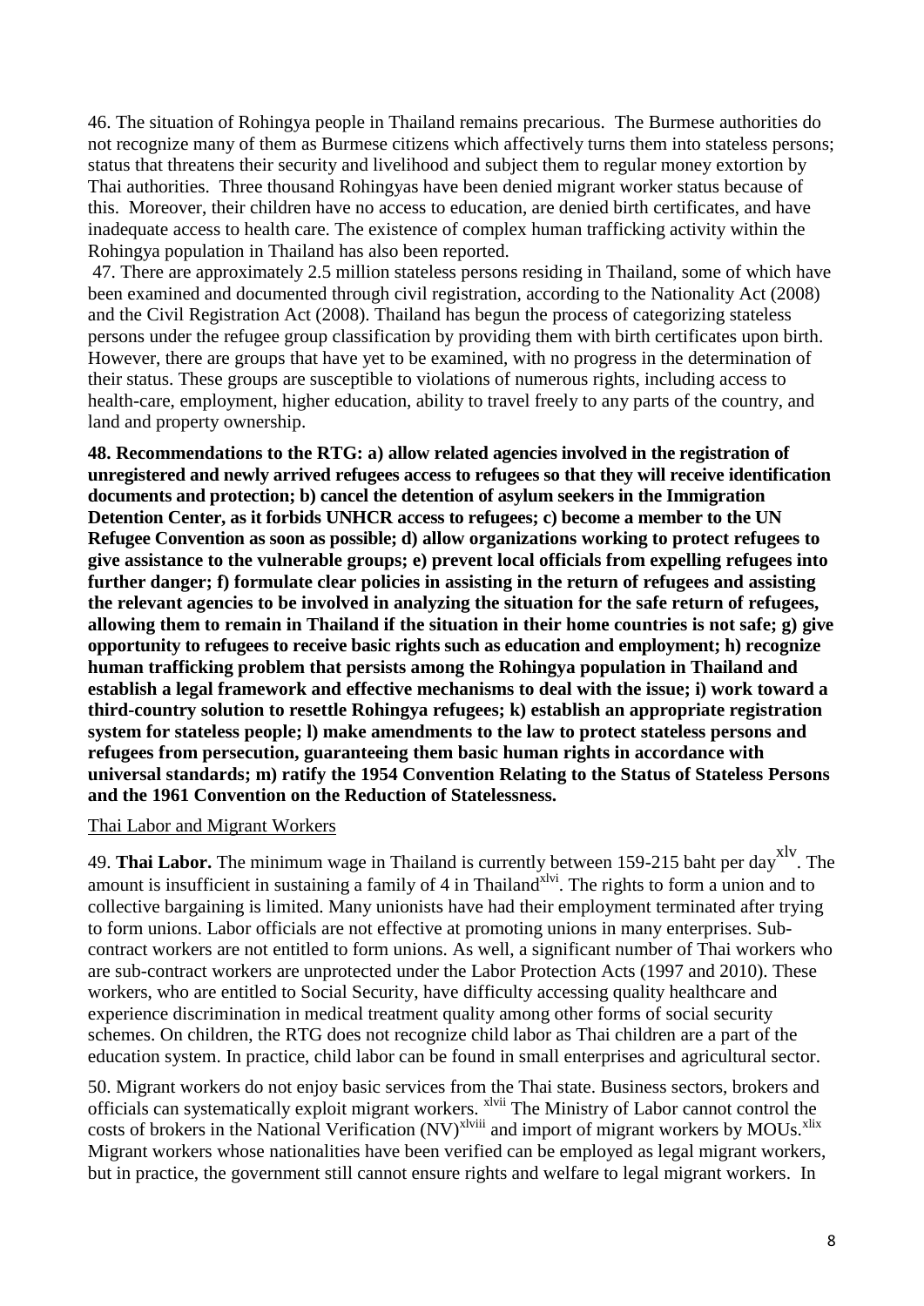46. The situation of Rohingya people in Thailand remains precarious. The Burmese authorities do not recognize many of them as Burmese citizens which affectively turns them into stateless persons; status that threatens their security and livelihood and subject them to regular money extortion by Thai authorities. Three thousand Rohingyas have been denied migrant worker status because of this. Moreover, their children have no access to education, are denied birth certificates, and have inadequate access to health care. The existence of complex human trafficking activity within the Rohingya population in Thailand has also been reported.

47. There are approximately 2.5 million stateless persons residing in Thailand, some of which have been examined and documented through civil registration, according to the Nationality Act (2008) and the Civil Registration Act (2008). Thailand has begun the process of categorizing stateless persons under the refugee group classification by providing them with birth certificates upon birth. However, there are groups that have yet to be examined, with no progress in the determination of their status. These groups are susceptible to violations of numerous rights, including access to health-care, employment, higher education, ability to travel freely to any parts of the country, and land and property ownership.

**48. Recommendations to the RTG: a) allow related agencies involved in the registration of unregistered and newly arrived refugees access to refugees so that they will receive identification documents and protection; b) cancel the detention of asylum seekers in the Immigration Detention Center, as it forbids UNHCR access to refugees; c) become a member to the UN Refugee Convention as soon as possible; d) allow organizations working to protect refugees to give assistance to the vulnerable groups; e) prevent local officials from expelling refugees into further danger; f) formulate clear policies in assisting in the return of refugees and assisting the relevant agencies to be involved in analyzing the situation for the safe return of refugees, allowing them to remain in Thailand if the situation in their home countries is not safe; g) give opportunity to refugees to receive basic rights such as education and employment; h) recognize human trafficking problem that persists among the Rohingya population in Thailand and establish a legal framework and effective mechanisms to deal with the issue; i) work toward a third-country solution to resettle Rohingya refugees; k) establish an appropriate registration system for stateless people; l) make amendments to the law to protect stateless persons and refugees from persecution, guaranteeing them basic human rights in accordance with universal standards; m) ratify the 1954 Convention Relating to the Status of Stateless Persons and the 1961 Convention on the Reduction of Statelessness.**

Thai Labor and Migrant Workers

49. **Thai Labor.** The minimum wage in Thailand is currently between 159-215 baht per day[xlv]. The amount is insufficient in sustaining a family of 4 in Thailand[xlvi]. The rights to form a union and to collective bargaining is limited. Many unionists have had their employment terminated after trying to form unions. Labor officials are not effective at promoting unions in many enterprises. Sub-contract workers are not entitled to form unions. As well, a significant number of Thai workers who are sub-contract workers are unprotected under the Labor Protection Acts (1997 and 2010). These workers, who are entitled to Social Security, have difficulty accessing quality healthcare and experience discrimination in medical treatment quality among other forms of social security schemes. On children, the RTG does not recognize child labor as Thai children are a part of the education system. In practice, child labor can be found in small enterprises and agricultural sector.

50. Migrant workers do not enjoy basic services from the Thai state. Business sectors, brokers and officials can systematically exploit migrant workers. [xlvii] The Ministry of Labor cannot control the costs of brokers in the National Verification (NV)[xlviii] and import of migrant workers by MOUs.[xlix] Migrant workers whose nationalities have been verified can be employed as legal migrant workers, but in practice, the government still cannot ensure rights and welfare to legal migrant workers. In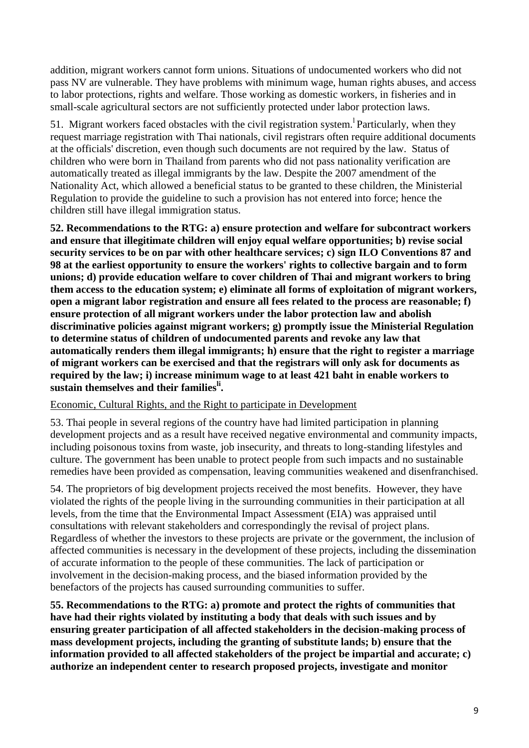addition, migrant workers cannot form unions. Situations of undocumented workers who did not pass NV are vulnerable. They have problems with minimum wage, human rights abuses, and access to labor protections, rights and welfare. Those working as domestic workers, in fisheries and in small-scale agricultural sectors are not sufficiently protected under labor protection laws.

51. Migrant workers faced obstacles with the civil registration system.[l] Particularly, when they request marriage registration with Thai nationals, civil registrars often require additional documents at the officials' discretion, even though such documents are not required by the law. Status of children who were born in Thailand from parents who did not pass nationality verification are automatically treated as illegal immigrants by the law. Despite the 2007 amendment of the Nationality Act, which allowed a beneficial status to be granted to these children, the Ministerial Regulation to provide the guideline to such a provision has not entered into force; hence the children still have illegal immigration status.

**52. Recommendations to the RTG: a) ensure protection and welfare for subcontract workers and ensure that illegitimate children will enjoy equal welfare opportunities; b) revise social security services to be on par with other healthcare services; c) sign ILO Conventions 87 and 98 at the earliest opportunity to ensure the workers' rights to collective bargain and to form unions; d) provide education welfare to cover children of Thai and migrant workers to bring them access to the education system; e) eliminate all forms of exploitation of migrant workers, open a migrant labor registration and ensure all fees related to the process are reasonable; f) ensure protection of all migrant workers under the labor protection law and abolish discriminative policies against migrant workers; g) promptly issue the Ministerial Regulation to determine status of children of undocumented parents and revoke any law that automatically renders them illegal immigrants; h) ensure that the right to register a marriage of migrant workers can be exercised and that the registrars will only ask for documents as required by the law; i) increase minimum wage to at least 421 baht in enable workers to sustain themselves and their families[li].**

Economic, Cultural Rights, and the Right to participate in Development

53. Thai people in several regions of the country have had limited participation in planning development projects and as a result have received negative environmental and community impacts, including poisonous toxins from waste, job insecurity, and threats to long-standing lifestyles and culture. The government has been unable to protect people from such impacts and no sustainable remedies have been provided as compensation, leaving communities weakened and disenfranchised.

54. The proprietors of big development projects received the most benefits. However, they have violated the rights of the people living in the surrounding communities in their participation at all levels, from the time that the Environmental Impact Assessment (EIA) was appraised until consultations with relevant stakeholders and correspondingly the revisal of project plans. Regardless of whether the investors to these projects are private or the government, the inclusion of affected communities is necessary in the development of these projects, including the dissemination of accurate information to the people of these communities. The lack of participation or involvement in the decision-making process, and the biased information provided by the benefactors of the projects has caused surrounding communities to suffer.

**55. Recommendations to the RTG: a) promote and protect the rights of communities that have had their rights violated by instituting a body that deals with such issues and by ensuring greater participation of all affected stakeholders in the decision-making process of mass development projects, including the granting of substitute lands; b) ensure that the information provided to all affected stakeholders of the project be impartial and accurate; c) authorize an independent center to research proposed projects, investigate and monitor**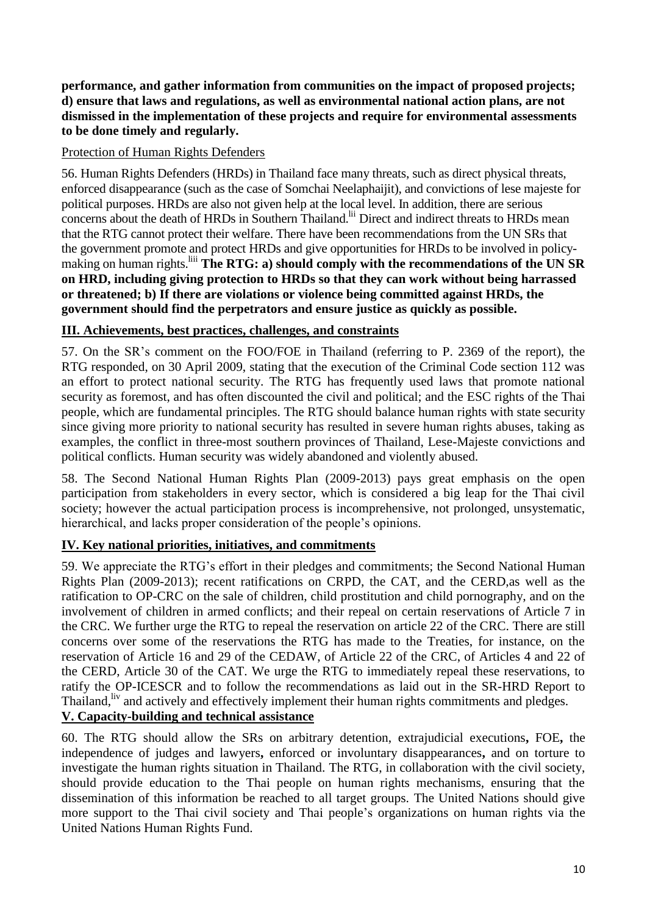**performance, and gather information from communities on the impact of proposed projects; d) ensure that laws and regulations, as well as environmental national action plans, are not dismissed in the implementation of these projects and require for environmental assessments to be done timely and regularly.**

Protection of Human Rights Defenders

56. Human Rights Defenders (HRDs) in Thailand face many threats, such as direct physical threats, enforced disappearance (such as the case of Somchai Neelaphaijit), and convictions of lese majeste for political purposes. HRDs are also not given help at the local level. In addition, there are serious concerns about the death of HRDs in Southern Thailand.[lii] Direct and indirect threats to HRDs mean that the RTG cannot protect their welfare. There have been recommendations from the UN SRs that the government promote and protect HRDs and give opportunities for HRDs to be involved in policy-making on human rights.[liii] **The RTG: a) should comply with the recommendations of the UN SR on HRD, including giving protection to HRDs so that they can work without being harrassed or threatened; b) If there are violations or violence being committed against HRDs, the government should find the perpetrators and ensure justice as quickly as possible.**

## III. Achievements, best practices, challenges, and constraints

57. On the SR's comment on the FOO/FOE in Thailand (referring to P. 2369 of the report), the RTG responded, on 30 April 2009, stating that the execution of the Criminal Code section 112 was an effort to protect national security. The RTG has frequently used laws that promote national security as foremost, and has often discounted the civil and political; and the ESC rights of the Thai people, which are fundamental principles. The RTG should balance human rights with state security since giving more priority to national security has resulted in severe human rights abuses, taking as examples, the conflict in three-most southern provinces of Thailand, Lese-Majeste convictions and political conflicts. Human security was widely abandoned and violently abused.

58. The Second National Human Rights Plan (2009-2013) pays great emphasis on the open participation from stakeholders in every sector, which is considered a big leap for the Thai civil society; however the actual participation process is incomprehensive, not prolonged, unsystematic, hierarchical, and lacks proper consideration of the people's opinions.

## IV. Key national priorities, initiatives, and commitments

59. We appreciate the RTG's effort in their pledges and commitments; the Second National Human Rights Plan (2009-2013); recent ratifications on CRPD, the CAT, and the CERD,as well as the ratification to OP-CRC on the sale of children, child prostitution and child pornography, and on the involvement of children in armed conflicts; and their repeal on certain reservations of Article 7 in the CRC. We further urge the RTG to repeal the reservation on article 22 of the CRC. There are still concerns over some of the reservations the RTG has made to the Treaties, for instance, on the reservation of Article 16 and 29 of the CEDAW, of Article 22 of the CRC, of Articles 4 and 22 of the CERD, Article 30 of the CAT. We urge the RTG to immediately repeal these reservations, to ratify the OP-ICESCR and to follow the recommendations as laid out in the SR-HRD Report to Thailand,[liv] and actively and effectively implement their human rights commitments and pledges.

## V. Capacity-building and technical assistance

60. The RTG should allow the SRs on arbitrary detention, extrajudicial executions**,** FOE**,** the independence of judges and lawyers**,** enforced or involuntary disappearances**,** and on torture to investigate the human rights situation in Thailand. The RTG, in collaboration with the civil society, should provide education to the Thai people on human rights mechanisms, ensuring that the dissemination of this information be reached to all target groups. The United Nations should give more support to the Thai civil society and Thai people's organizations on human rights via the United Nations Human Rights Fund.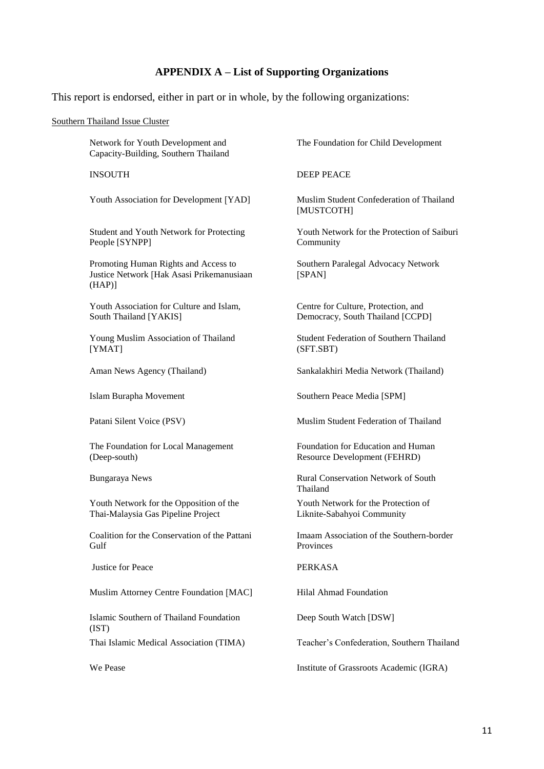## APPENDIX A – List of Supporting Organizations

This report is endorsed, either in part or in whole, by the following organizations:

Southern Thailand Issue Cluster

- Network for Youth Development and Capacity-Building, Southern Thailand
- The Foundation for Child Development
- INSOUTH
- DEEP PEACE
- Youth Association for Development [YAD]
- Muslim Student Confederation of Thailand [MUSTCOTH]
- Student and Youth Network for Protecting People [SYNPP]
- Youth Network for the Protection of Saiburi Community
- Promoting Human Rights and Access to Justice Network [Hak Asasi Prikemanusiaan (HAP)]
- Southern Paralegal Advocacy Network [SPAN]
- Youth Association for Culture and Islam, South Thailand [YAKIS]
- Centre for Culture, Protection, and Democracy, South Thailand [CCPD]
- Young Muslim Association of Thailand [YMAT]
- Student Federation of Southern Thailand (SFT.SBT)
- Aman News Agency (Thailand)
- Sankalakhiri Media Network (Thailand)
- Islam Burapha Movement
- Southern Peace Media [SPM]
- Patani Silent Voice (PSV)
- Muslim Student Federation of Thailand
- The Foundation for Local Management (Deep-south)
- Foundation for Education and Human Resource Development (FEHRD)
- Bungaraya News
- Rural Conservation Network of South Thailand
- Youth Network for the Opposition of the Thai-Malaysia Gas Pipeline Project
- Youth Network for the Protection of Liknite-Sabahyoi Community
- Coalition for the Conservation of the Pattani Gulf
- Imaam Association of the Southern-border Provinces
- Justice for Peace
- PERKASA
- Muslim Attorney Centre Foundation [MAC]
- Hilal Ahmad Foundation
- Islamic Southern of Thailand Foundation (IST)
- Deep South Watch [DSW]
- Thai Islamic Medical Association (TIMA)
- Teacher's Confederation, Southern Thailand
- We Pease
- Institute of Grassroots Academic (IGRA)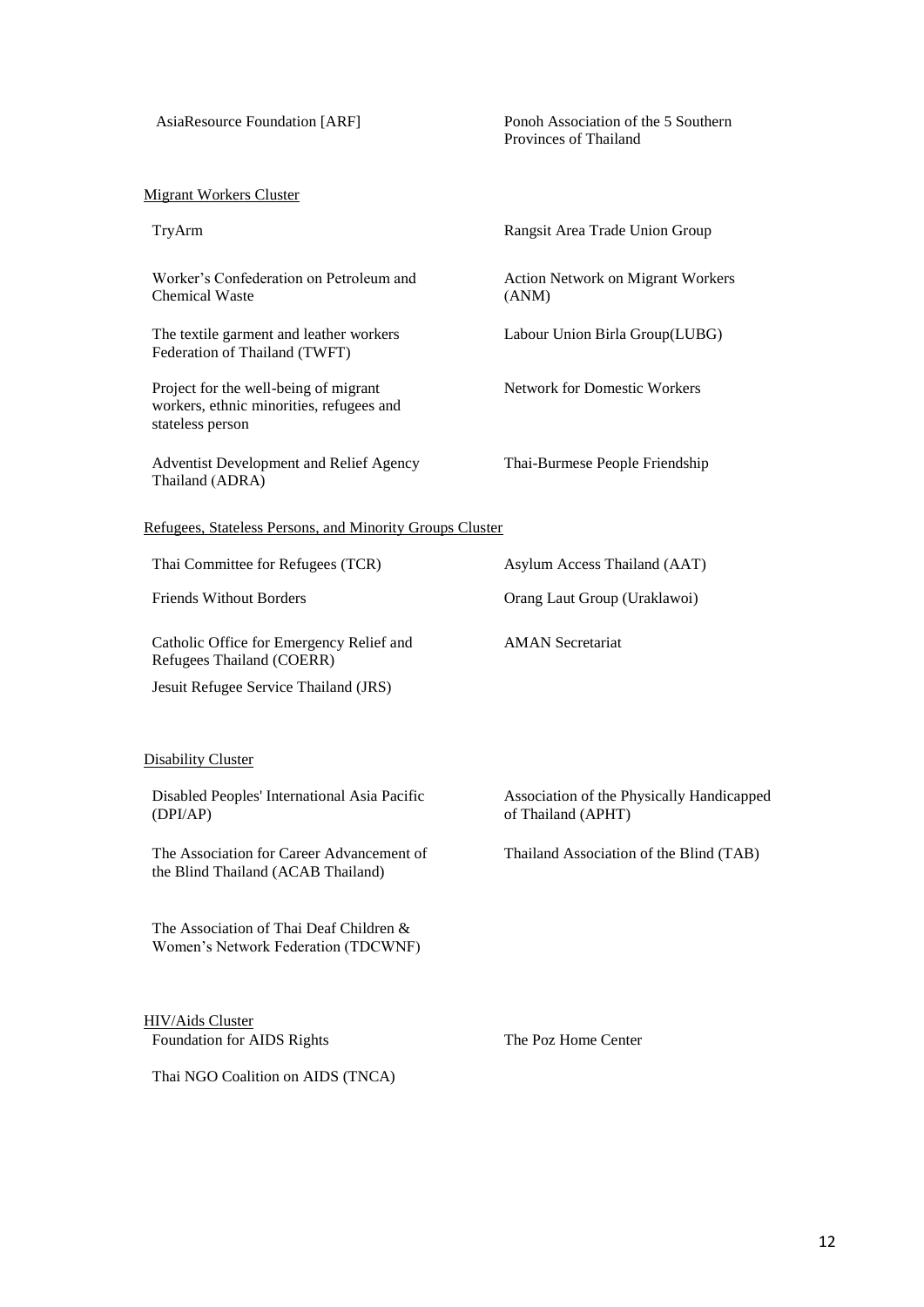AsiaResource Foundation [ARF]

Ponoh Association of the 5 Southern Provinces of Thailand

<u>Migrant Workers Cluster</u>

TryArm

Rangsit Area Trade Union Group

Worker's Confederation on Petroleum and Chemical Waste

Action Network on Migrant Workers (ANM)

The textile garment and leather workers Federation of Thailand (TWFT)

Labour Union Birla Group(LUBG)

Project for the well-being of migrant workers, ethnic minorities, refugees and stateless person

Network for Domestic Workers

Adventist Development and Relief Agency Thailand (ADRA)

Thai-Burmese People Friendship

<u>Refugees, Stateless Persons, and Minority Groups Cluster</u>

Thai Committee for Refugees (TCR)

Asylum Access Thailand (AAT)

Friends Without Borders

Orang Laut Group (Uraklawoi)

Catholic Office for Emergency Relief and Refugees Thailand (COERR)

AMAN Secretariat

Jesuit Refugee Service Thailand (JRS)

<u>Disability Cluster</u>

Disabled Peoples' International Asia Pacific (DPI/AP)

Association of the Physically Handicapped of Thailand (APHT)

The Association for Career Advancement of the Blind Thailand (ACAB Thailand)

Thailand Association of the Blind (TAB)

The Association of Thai Deaf Children & Women's Network Federation (TDCWNF)

<u>HIV/Aids Cluster</u>

Foundation for AIDS Rights

The Poz Home Center

Thai NGO Coalition on AIDS (TNCA)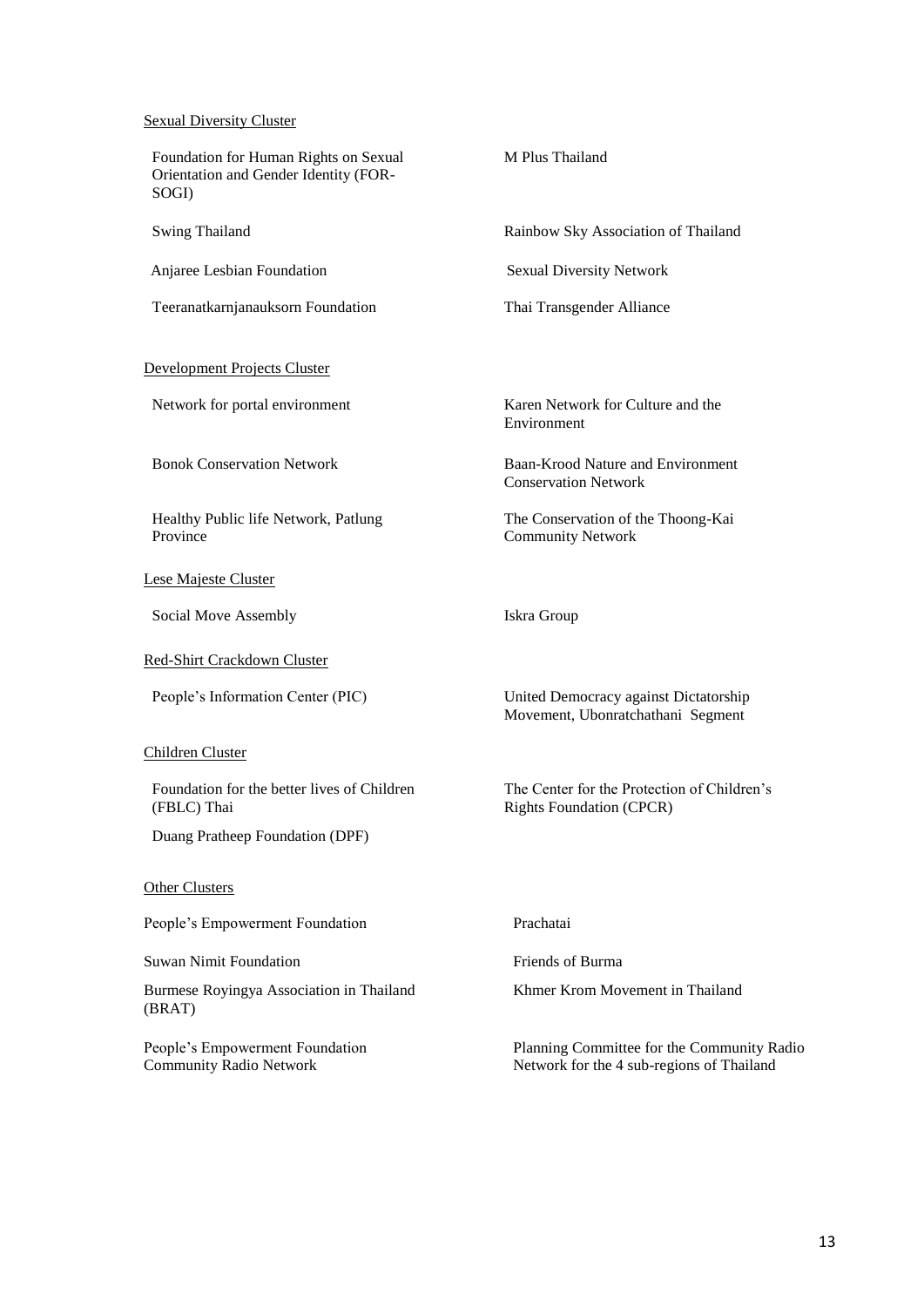Sexual Diversity Cluster

Foundation for Human Rights on Sexual Orientation and Gender Identity (FOR-SOGI)

M Plus Thailand

Swing Thailand

Rainbow Sky Association of Thailand

Anjaree Lesbian Foundation

Sexual Diversity Network

Teeranatkarnjanauksorn Foundation

Thai Transgender Alliance

Development Projects Cluster

Network for portal environment

Karen Network for Culture and the Environment

Bonok Conservation Network

Baan-Krood Nature and Environment Conservation Network

Healthy Public life Network, Patlung Province

The Conservation of the Thoong-Kai Community Network

Lese Majeste Cluster

Social Move Assembly

Iskra Group

Red-Shirt Crackdown Cluster

People's Information Center (PIC)

United Democracy against Dictatorship Movement, Ubonratchathani Segment

Children Cluster

Foundation for the better lives of Children (FBLC) Thai

The Center for the Protection of Children's Rights Foundation (CPCR)

Duang Pratheep Foundation (DPF)

Other Clusters

People's Empowerment Foundation

Prachatai

Suwan Nimit Foundation

Friends of Burma

Burmese Royingya Association in Thailand (BRAT)

Khmer Krom Movement in Thailand

People's Empowerment Foundation Community Radio Network

Planning Committee for the Community Radio Network for the 4 sub-regions of Thailand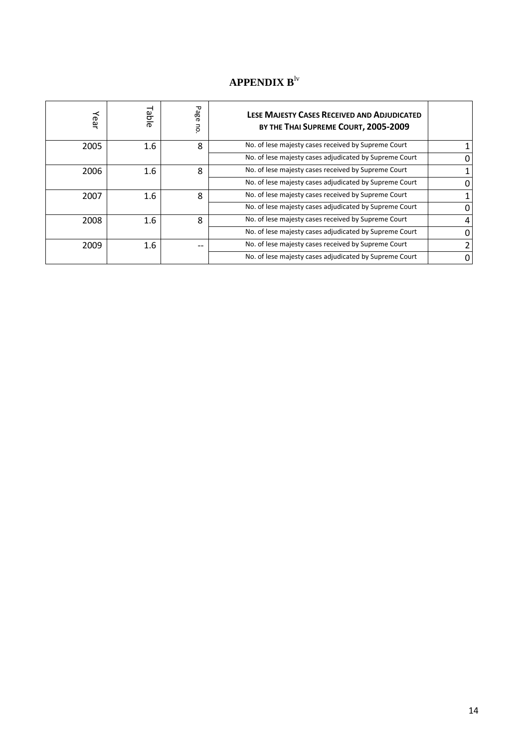# APPENDIX B[lv]

| Year | Table | Page no. | **LESE MAJESTY CASES RECEIVED AND ADJUDICATED BY THE THAI SUPREME COURT, 2005-2009** | |
|---|---|---|---|---|
| 2005 | 1.6 | 8 | No. of lese majesty cases received by Supreme Court | 1 |
| | | | No. of lese majesty cases adjudicated by Supreme Court | 0 |
| 2006 | 1.6 | 8 | No. of lese majesty cases received by Supreme Court | 1 |
| | | | No. of lese majesty cases adjudicated by Supreme Court | 0 |
| 2007 | 1.6 | 8 | No. of lese majesty cases received by Supreme Court | 1 |
| | | | No. of lese majesty cases adjudicated by Supreme Court | 0 |
| 2008 | 1.6 | 8 | No. of lese majesty cases received by Supreme Court | 4 |
| | | | No. of lese majesty cases adjudicated by Supreme Court | 0 |
| 2009 | 1.6 | -- | No. of lese majesty cases received by Supreme Court | 2 |
| | | | No. of lese majesty cases adjudicated by Supreme Court | 0 |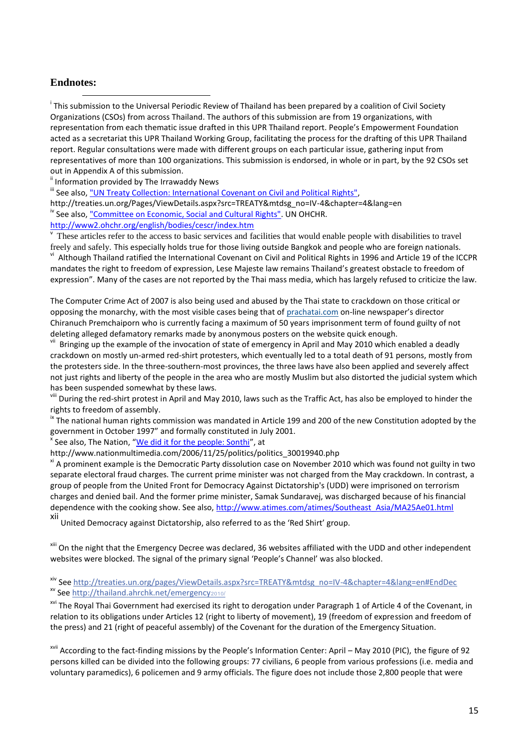## Endnotes:

[i] This submission to the Universal Periodic Review of Thailand has been prepared by a coalition of Civil Society Organizations (CSOs) from across Thailand. The authors of this submission are from 19 organizations, with representation from each thematic issue drafted in this UPR Thailand report. People's Empowerment Foundation acted as a secretariat this UPR Thailand Working Group, facilitating the process for the drafting of this UPR Thailand report. Regular consultations were made with different groups on each particular issue, gathering input from representatives of more than 100 organizations. This submission is endorsed, in whole or in part, by the 92 CSOs set out in Appendix A of this submission.

[ii] Information provided by The Irrawaddy News

[iii] See also, "UN Treaty Collection: International Covenant on Civil and Political Rights", http://treaties.un.org/Pages/ViewDetails.aspx?src=TREATY&mtdsg_no=IV-4&chapter=4&lang=en

[iv] See also, "Committee on Economic, Social and Cultural Rights". UN OHCHR. http://www2.ohchr.org/english/bodies/cescr/index.htm

[v] These articles refer to the access to basic services and facilities that would enable people with disabilities to travel freely and safely. This especially holds true for those living outside Bangkok and people who are foreign nationals.

[vi] Although Thailand ratified the International Covenant on Civil and Political Rights in 1996 and Article 19 of the ICCPR mandates the right to freedom of expression, Lese Majeste law remains Thailand's greatest obstacle to freedom of expression". Many of the cases are not reported by the Thai mass media, which has largely refused to criticize the law.

The Computer Crime Act of 2007 is also being used and abused by the Thai state to crackdown on those critical or opposing the monarchy, with the most visible cases being that of prachatai.com on-line newspaper's director Chiranuch Premchaiporn who is currently facing a maximum of 50 years imprisonment term of found guilty of not deleting alleged defamatory remarks made by anonymous posters on the website quick enough.

[vii] Bringing up the example of the invocation of state of emergency in April and May 2010 which enabled a deadly crackdown on mostly un-armed red-shirt protesters, which eventually led to a total death of 91 persons, mostly from the protesters side. In the three-southern-most provinces, the three laws have also been applied and severely affect not just rights and liberty of the people in the area who are mostly Muslim but also distorted the judicial system which has been suspended somewhat by these laws.

[viii] During the red-shirt protest in April and May 2010, laws such as the Traffic Act, has also be employed to hinder the rights to freedom of assembly.

[ix] The national human rights commission was mandated in Article 199 and 200 of the new Constitution adopted by the government in October 1997" and formally constituted in July 2001.

[x] See also, The Nation, "We did it for the people: Sonthi", at http://www.nationmultimedia.com/2006/11/25/politics/politics_30019940.php

[xi] A prominent example is the Democratic Party dissolution case on November 2010 which was found not guilty in two separate electoral fraud charges. The current prime minister was not charged from the May crackdown. In contrast, a group of people from the United Front for Democracy Against Dictatorship's (UDD) were imprisoned on terrorism charges and denied bail. And the former prime minister, Samak Sundaravej, was discharged because of his financial dependence with the cooking show. See also, http://www.atimes.com/atimes/Southeast_Asia/MA25Ae01.html

[xii] United Democracy against Dictatorship, also referred to as the 'Red Shirt' group.

[xiii] On the night that the Emergency Decree was declared, 36 websites affiliated with the UDD and other independent websites were blocked. The signal of the primary signal 'People's Channel' was also blocked.

[xiv] See http://treaties.un.org/pages/ViewDetails.aspx?src=TREATY&mtdsg_no=IV-4&chapter=4&lang=en#EndDec

[xv] See http://thailand.ahrchk.net/emergency2010/

[xvi] The Royal Thai Government had exercised its right to derogation under Paragraph 1 of Article 4 of the Covenant, in relation to its obligations under Articles 12 (right to liberty of movement), 19 (freedom of expression and freedom of the press) and 21 (right of peaceful assembly) of the Covenant for the duration of the Emergency Situation.

[xvii] According to the fact-finding missions by the People's Information Center: April – May 2010 (PIC), the figure of 92 persons killed can be divided into the following groups: 77 civilians, 6 people from various professions (i.e. media and voluntary paramedics), 6 policemen and 9 army officials. The figure does not include those 2,800 people that were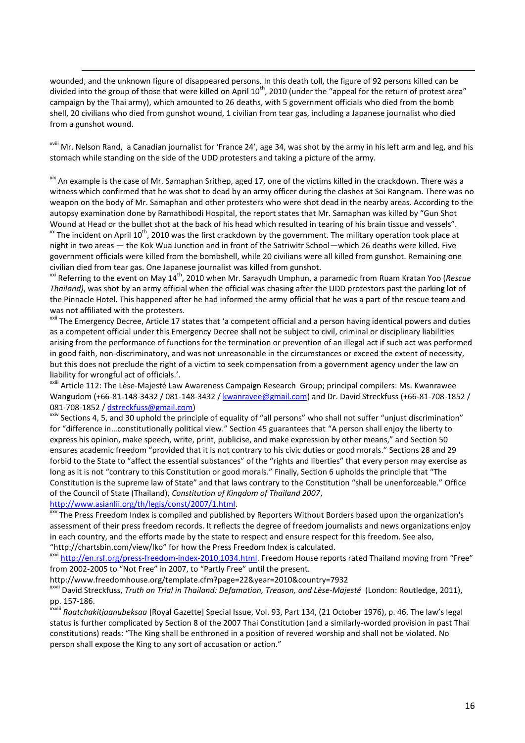wounded, and the unknown figure of disappeared persons. In this death toll, the figure of 92 persons killed can be divided into the group of those that were killed on April 10th, 2010 (under the "appeal for the return of protest area" campaign by the Thai army), which amounted to 26 deaths, with 5 government officials who died from the bomb shell, 20 civilians who died from gunshot wound, 1 civilian from tear gas, including a Japanese journalist who died from a gunshot wound.

[xviii] Mr. Nelson Rand, a Canadian journalist for 'France 24', age 34, was shot by the army in his left arm and leg, and his stomach while standing on the side of the UDD protesters and taking a picture of the army.

[xix] An example is the case of Mr. Samaphan Srithep, aged 17, one of the victims killed in the crackdown. There was a witness which confirmed that he was shot to dead by an army officer during the clashes at Soi Rangnam. There was no weapon on the body of Mr. Samaphan and other protesters who were shot dead in the nearby areas. According to the autopsy examination done by Ramathibodi Hospital, the report states that Mr. Samaphan was killed by "Gun Shot Wound at Head or the bullet shot at the back of his head which resulted in tearing of his brain tissue and vessels".

[xx] The incident on April 10th, 2010 was the first crackdown by the government. The military operation took place at night in two areas — the Kok Wua Junction and in front of the Satriwitr School—which 26 deaths were killed. Five government officials were killed from the bombshell, while 20 civilians were all killed from gunshot. Remaining one civilian died from tear gas. One Japanese journalist was killed from gunshot.

[xxi] Referring to the event on May 14th, 2010 when Mr. Sarayudh Umphun, a paramedic from Ruam Kratan Yoo (*Rescue Thailand)*, was shot by an army official when the official was chasing after the UDD protestors past the parking lot of the Pinnacle Hotel. This happened after he had informed the army official that he was a part of the rescue team and was not affiliated with the protesters.

[xxii] The Emergency Decree, Article 17 states that 'a competent official and a person having identical powers and duties as a competent official under this Emergency Decree shall not be subject to civil, criminal or disciplinary liabilities arising from the performance of functions for the termination or prevention of an illegal act if such act was performed in good faith, non-discriminatory, and was not unreasonable in the circumstances or exceed the extent of necessity, but this does not preclude the right of a victim to seek compensation from a government agency under the law on liability for wrongful act of officials.'.

[xxiii] Article 112: The Lèse-Majesté Law Awareness Campaign Research Group; principal compilers: Ms. Kwanrawee Wangudom (+66-81-148-3432 / 081-148-3432 / kwanravee@gmail.com) and Dr. David Streckfuss (+66-81-708-1852 / 081-708-1852 / dstreckfuss@gmail.com)

[xxiv] Sections 4, 5, and 30 uphold the principle of equality of "all persons" who shall not suffer "unjust discrimination" for "difference in…constitutionally political view." Section 45 guarantees that "A person shall enjoy the liberty to express his opinion, make speech, write, print, publicise, and make expression by other means," and Section 50 ensures academic freedom "provided that it is not contrary to his civic duties or good morals." Sections 28 and 29 forbid to the State to "affect the essential substances" of the "rights and liberties" that every person may exercise as long as it is not "contrary to this Constitution or good morals." Finally, Section 6 upholds the principle that "The Constitution is the supreme law of State" and that laws contrary to the Constitution "shall be unenforceable." Office of the Council of State (Thailand), *Constitution of Kingdom of Thailand 2007*, http://www.asianlii.org/th/legis/const/2007/1.html.

[xxv] The Press Freedom Index is compiled and published by Reporters Without Borders based upon the organization's assessment of their press freedom records. It reflects the degree of freedom journalists and news organizations enjoy in each country, and the efforts made by the state to respect and ensure respect for this freedom. See also, "http://chartsbin.com/view/lko" for how the Press Freedom Index is calculated.

[xxvi] http://en.rsf.org/press-freedom-index-2010,1034.html. Freedom House reports rated Thailand moving from "Free" from 2002-2005 to "Not Free" in 2007, to "Partly Free" until the present.
http://www.freedomhouse.org/template.cfm?page=22&year=2010&country=7932

[xxvii] David Streckfuss, *Truth on Trial in Thailand: Defamation, Treason, and Lèse-Majesté* (London: Routledge, 2011), pp. 157-186.

[xxviii] *Raatchakitjaanubeksaa* [Royal Gazette] Special Issue, Vol. 93, Part 134, (21 October 1976), p. 46. The law's legal status is further complicated by Section 8 of the 2007 Thai Constitution (and a similarly-worded provision in past Thai constitutions) reads: "The King shall be enthroned in a position of revered worship and shall not be violated. No person shall expose the King to any sort of accusation or action."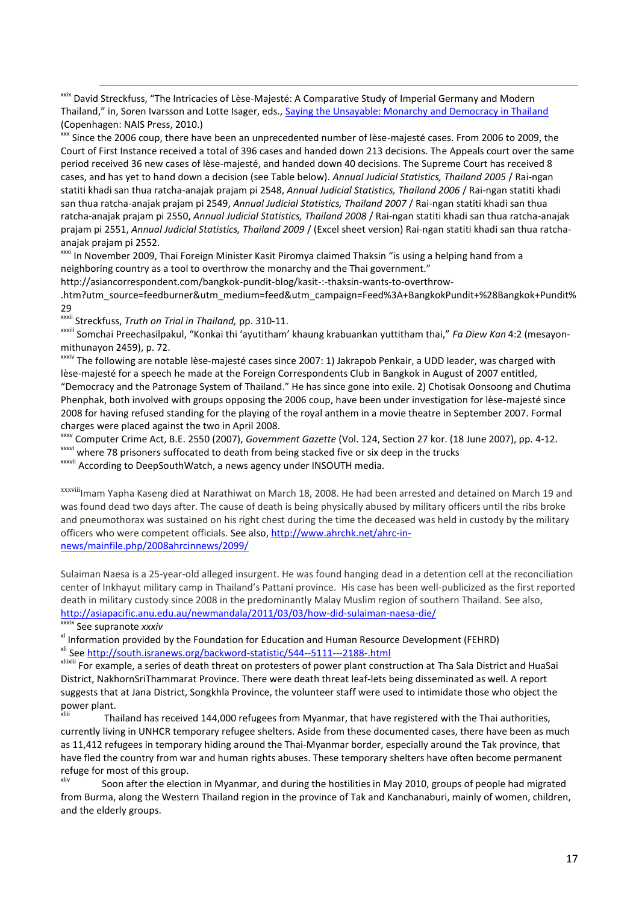[xxix] David Streckfuss, "The Intricacies of Lèse-Majesté: A Comparative Study of Imperial Germany and Modern Thailand," in, Soren Ivarsson and Lotte Isager, eds., Saying the Unsayable: Monarchy and Democracy in Thailand (Copenhagen: NAIS Press, 2010.)

[xxx] Since the 2006 coup, there have been an unprecedented number of lèse-majesté cases. From 2006 to 2009, the Court of First Instance received a total of 396 cases and handed down 213 decisions. The Appeals court over the same period received 36 new cases of lèse-majesté, and handed down 40 decisions. The Supreme Court has received 8 cases, and has yet to hand down a decision (see Table below). *Annual Judicial Statistics, Thailand 2005* / Rai-ngan statiti khadi san thua ratcha-anajak prajam pi 2548, *Annual Judicial Statistics, Thailand 2006* / Rai-ngan statiti khadi san thua ratcha-anajak prajam pi 2549, *Annual Judicial Statistics, Thailand 2007* / Rai-ngan statiti khadi san thua ratcha-anajak prajam pi 2550, *Annual Judicial Statistics, Thailand 2008* / Rai-ngan statiti khadi san thua ratcha-anajak prajam pi 2551, *Annual Judicial Statistics, Thailand 2009* / (Excel sheet version) Rai-ngan statiti khadi san thua ratcha-anajak prajam pi 2552.

[xxxi] In November 2009, Thai Foreign Minister Kasit Piromya claimed Thaksin "is using a helping hand from a neighboring country as a tool to overthrow the monarchy and the Thai government." http://asiancorrespondent.com/bangkok-pundit-blog/kasit-:-thaksin-wants-to-overthrow-.htm?utm_source=feedburner&utm_medium=feed&utm_campaign=Feed%3A+BangkokPundit+%28Bangkok+Pundit%29

[xxxii] Streckfuss, *Truth on Trial in Thailand,* pp. 310-11.

[xxxiii] Somchai Preechasilpakul, "Konkai thi 'ayutitham' khaung krabuankan yuttitham thai," *Fa Diew Kan* 4:2 (mesayon-mithunayon 2459), p. 72.

[xxxiv] The following are notable lèse-majesté cases since 2007: 1) Jakrapob Penkair, a UDD leader, was charged with lèse-majesté for a speech he made at the Foreign Correspondents Club in Bangkok in August of 2007 entitled, "Democracy and the Patronage System of Thailand." He has since gone into exile. 2) Chotisak Oonsoong and Chutima Phenphak, both involved with groups opposing the 2006 coup, have been under investigation for lèse-majesté since 2008 for having refused standing for the playing of the royal anthem in a movie theatre in September 2007. Formal charges were placed against the two in April 2008.

[xxxv] Computer Crime Act, B.E. 2550 (2007), *Government Gazette* (Vol. 124, Section 27 kor. (18 June 2007), pp. 4-12.

[xxxvi] where 78 prisoners suffocated to death from being stacked five or six deep in the trucks

[xxxvii] According to DeepSouthWatch, a news agency under INSOUTH media.

[xxxviii]Imam Yapha Kaseng died at Narathiwat on March 18, 2008. He had been arrested and detained on March 19 and was found dead two days after. The cause of death is being physically abused by military officers until the ribs broke and pneumothorax was sustained on his right chest during the time the deceased was held in custody by the military officers who were competent officials. See also, http://www.ahrchk.net/ahrc-in-news/mainfile.php/2008ahrcinnews/2099/

Sulaiman Naesa is a 25-year-old alleged insurgent. He was found hanging dead in a detention cell at the reconciliation center of Inkhayut military camp in Thailand's Pattani province. His case has been well-publicized as the first reported death in military custody since 2008 in the predominantly Malay Muslim region of southern Thailand. See also, http://asiapacific.anu.edu.au/newmandala/2011/03/03/how-did-sulaiman-naesa-die/

[xxxix] See supranote *xxxiv*

[xl] Information provided by the Foundation for Education and Human Resource Development (FEHRD)

[xli] See http://south.isranews.org/backword-statistic/544--5111---2188-.html

[xlixlii] For example, a series of death threat on protesters of power plant construction at Tha Sala District and HuaSai District, NakhornSriThammarat Province. There were death threat leaf-lets being disseminated as well. A report suggests that at Jana District, Songkhla Province, the volunteer staff were used to intimidate those who object the power plant.

[xliii] Thailand has received 144,000 refugees from Myanmar, that have registered with the Thai authorities, currently living in UNHCR temporary refugee shelters. Aside from these documented cases, there have been as much as 11,412 refugees in temporary hiding around the Thai-Myanmar border, especially around the Tak province, that have fled the country from war and human rights abuses. These temporary shelters have often become permanent refuge for most of this group.

[xliv] Soon after the election in Myanmar, and during the hostilities in May 2010, groups of people had migrated from Burma, along the Western Thailand region in the province of Tak and Kanchanaburi, mainly of women, children, and the elderly groups.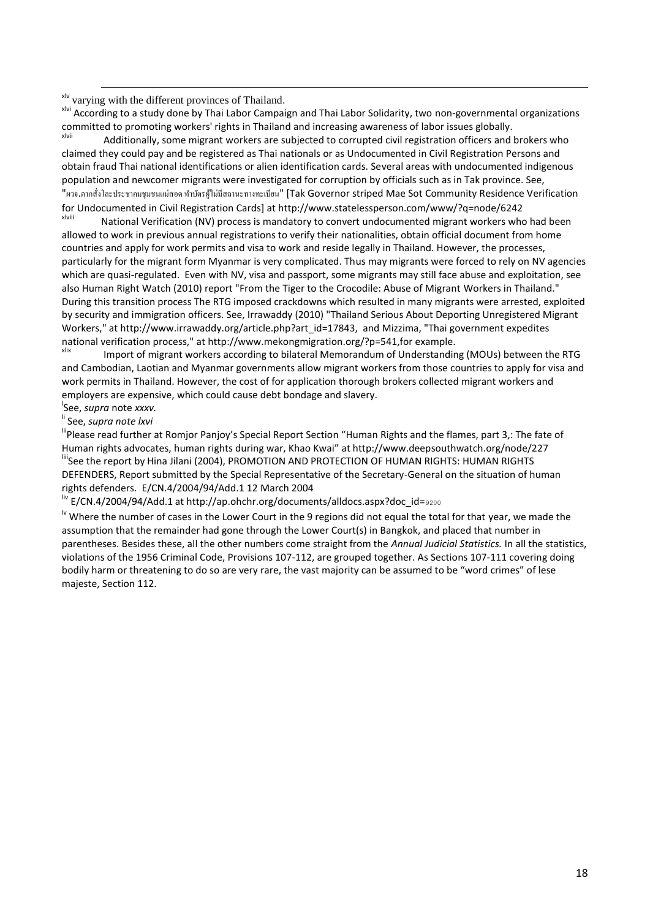[xlv] varying with the different provinces of Thailand.

[xlvi] According to a study done by Thai Labor Campaign and Thai Labor Solidarity, two non-governmental organizations committed to promoting workers' rights in Thailand and increasing awareness of labor issues globally.

[xlvii] Additionally, some migrant workers are subjected to corrupted civil registration officers and brokers who claimed they could pay and be registered as Thai nationals or as Undocumented in Civil Registration Persons and obtain fraud Thai national identifications or alien identification cards. Several areas with undocumented indigenous population and newcomer migrants were investigated for corruption by officials such as in Tak province. See, "ผวจ.ตากสั่งโละประชาคมชุมชนแม่สอด ทำบัตรผู้ไม่มีสถานะทางทะเบียน" [Tak Governor striped Mae Sot Community Residence Verification for Undocumented in Civil Registration Cards] at http://www.statelessperson.com/www/?q=node/6242

[xlviii] National Verification (NV) process is mandatory to convert undocumented migrant workers who had been allowed to work in previous annual registrations to verify their nationalities, obtain official document from home countries and apply for work permits and visa to work and reside legally in Thailand. However, the processes, particularly for the migrant form Myanmar is very complicated. Thus may migrants were forced to rely on NV agencies which are quasi-regulated. Even with NV, visa and passport, some migrants may still face abuse and exploitation, see also Human Right Watch (2010) report "From the Tiger to the Crocodile: Abuse of Migrant Workers in Thailand." During this transition process The RTG imposed crackdowns which resulted in many migrants were arrested, exploited by security and immigration officers. See, Irrawaddy (2010) "Thailand Serious About Deporting Unregistered Migrant Workers," at http://www.irrawaddy.org/article.php?art_id=17843, and Mizzima, "Thai government expedites national verification process," at http://www.mekongmigration.org/?p=541,for example.

[xlix] Import of migrant workers according to bilateral Memorandum of Understanding (MOUs) between the RTG and Cambodian, Laotian and Myanmar governments allow migrant workers from those countries to apply for visa and work permits in Thailand. However, the cost of for application thorough brokers collected migrant workers and employers are expensive, which could cause debt bondage and slavery.

[l] See, *supra* note *xxxv.*

[li] See, *supra note lxvi*

[lii] Please read further at Romjor Panjoy's Special Report Section "Human Rights and the flames, part 3,: The fate of Human rights advocates, human rights during war, Khao Kwai" at http://www.deepsouthwatch.org/node/227

[liii] See the report by Hina Jilani (2004), PROMOTION AND PROTECTION OF HUMAN RIGHTS: HUMAN RIGHTS DEFENDERS, Report submitted by the Special Representative of the Secretary-General on the situation of human rights defenders. E/CN.4/2004/94/Add.1 12 March 2004

[liv] E/CN.4/2004/94/Add.1 at http://ap.ohchr.org/documents/alldocs.aspx?doc_id=9200

[lv] Where the number of cases in the Lower Court in the 9 regions did not equal the total for that year, we made the assumption that the remainder had gone through the Lower Court(s) in Bangkok, and placed that number in parentheses. Besides these, all the other numbers come straight from the *Annual Judicial Statistics.* In all the statistics, violations of the 1956 Criminal Code, Provisions 107-112, are grouped together. As Sections 107-111 covering doing bodily harm or threatening to do so are very rare, the vast majority can be assumed to be "word crimes" of lese majeste, Section 112.